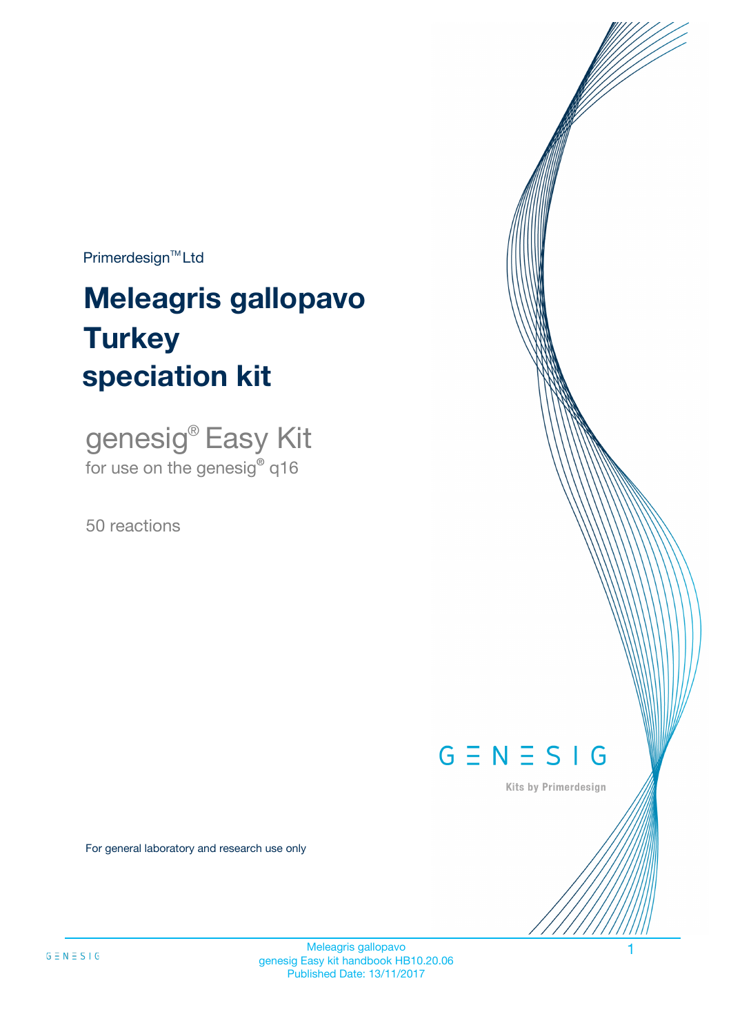Primerdesign™ Ltd

# Meleagris gallopavo Turkey speciation kit

genesig® Easy Kit
for use on the genesig® q16

50 reactions

GENESIG

Kits by Primerdesign

For general laboratory and research use only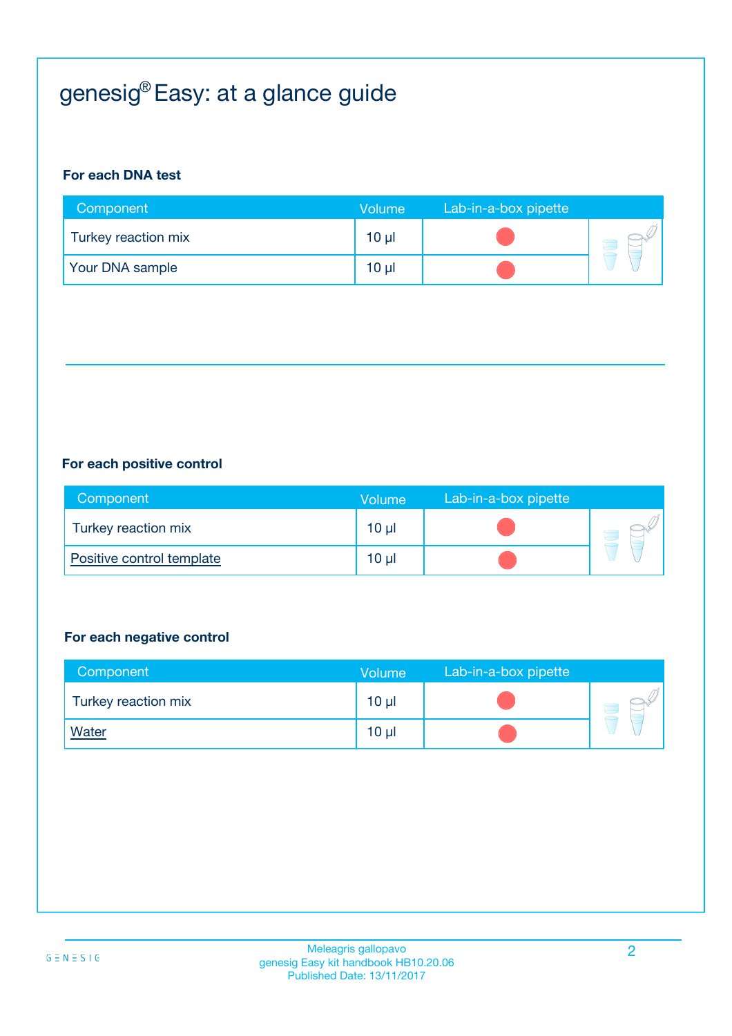# genesig® Easy: at a glance guide

**For each DNA test**

| Component | Volume | Lab-in-a-box pipette |
|---|---|---|
| Turkey reaction mix | 10 µl | |
| Your DNA sample | 10 µl | |

**For each positive control**

| Component | Volume | Lab-in-a-box pipette |
|---|---|---|
| Turkey reaction mix | 10 µl | |
| Positive control template | 10 µl | |

**For each negative control**

| Component | Volume | Lab-in-a-box pipette |
|---|---|---|
| Turkey reaction mix | 10 µl | |
| Water | 10 µl | |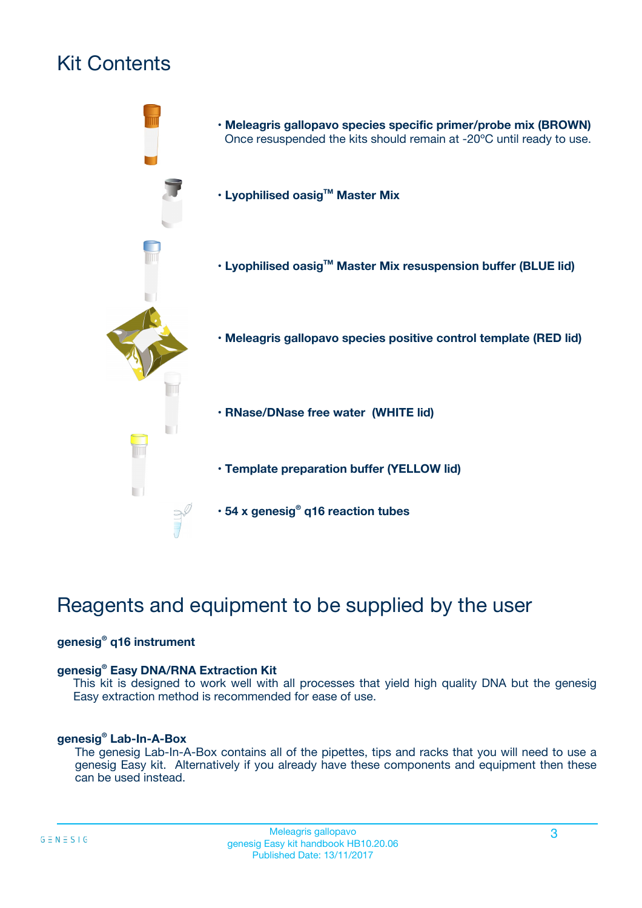# Kit Contents

- **Meleagris gallopavo species specific primer/probe mix (BROWN)**
  Once resuspended the kits should remain at -20ºC until ready to use.
- **Lyophilised oasig™ Master Mix**
- **Lyophilised oasig™ Master Mix resuspension buffer (BLUE lid)**
- **Meleagris gallopavo species positive control template (RED lid)**
- **RNase/DNase free water (WHITE lid)**
- **Template preparation buffer (YELLOW lid)**
- **54 x genesig® q16 reaction tubes**

# Reagents and equipment to be supplied by the user

**genesig® q16 instrument**

**genesig® Easy DNA/RNA Extraction Kit**

This kit is designed to work well with all processes that yield high quality DNA but the genesig Easy extraction method is recommended for ease of use.

**genesig® Lab-In-A-Box**

The genesig Lab-In-A-Box contains all of the pipettes, tips and racks that you will need to use a genesig Easy kit. Alternatively if you already have these components and equipment then these can be used instead.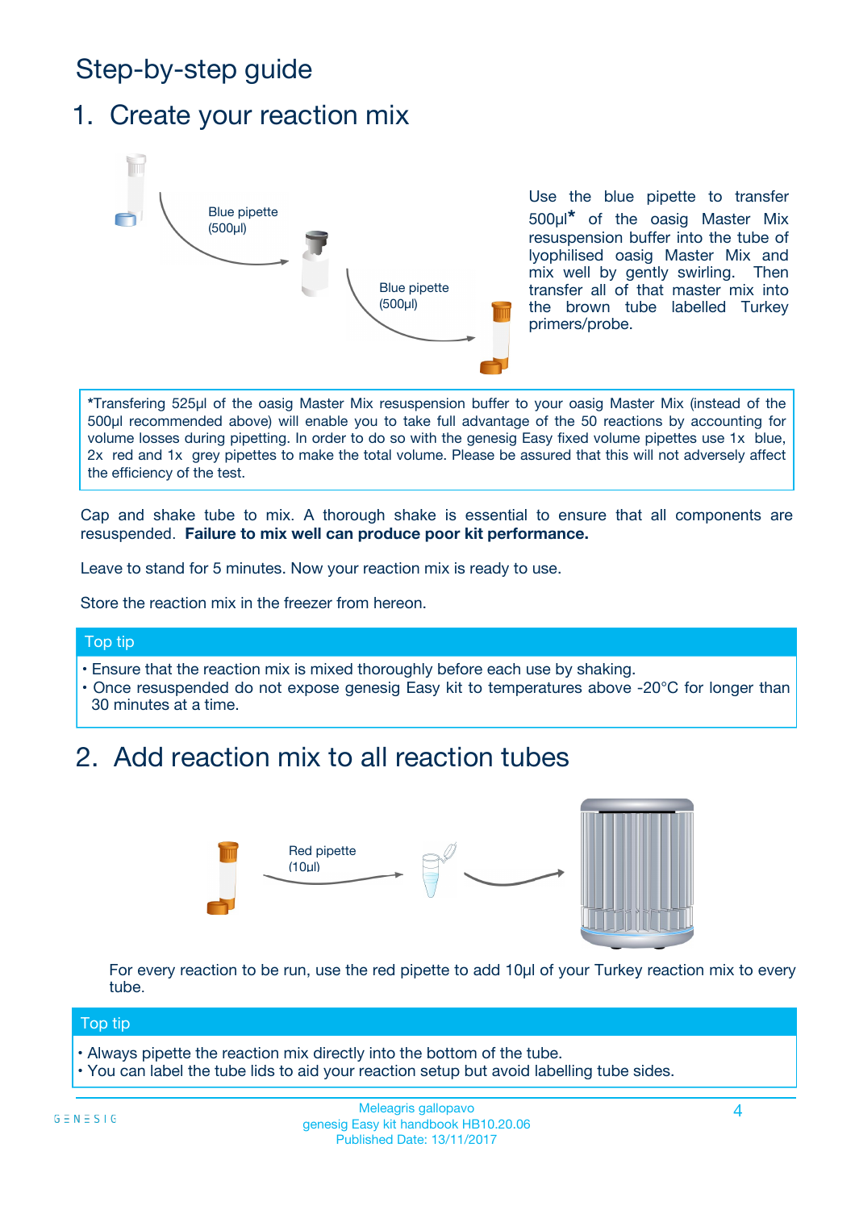# Step-by-step guide

## 1. Create your reaction mix

Blue pipette (500µl)

Blue pipette (500µl)

Use the blue pipette to transfer 500µl* of the oasig Master Mix resuspension buffer into the tube of lyophilised oasig Master Mix and mix well by gently swirling. Then transfer all of that master mix into the brown tube labelled Turkey primers/probe.

*Transfering 525µl of the oasig Master Mix resuspension buffer to your oasig Master Mix (instead of the 500µl recommended above) will enable you to take full advantage of the 50 reactions by accounting for volume losses during pipetting. In order to do so with the genesig Easy fixed volume pipettes use 1x blue, 2x red and 1x grey pipettes to make the total volume. Please be assured that this will not adversely affect the efficiency of the test.

Cap and shake tube to mix. A thorough shake is essential to ensure that all components are resuspended. **Failure to mix well can produce poor kit performance.**

Leave to stand for 5 minutes. Now your reaction mix is ready to use.

Store the reaction mix in the freezer from hereon.

### Top tip

- Ensure that the reaction mix is mixed thoroughly before each use by shaking.
- Once resuspended do not expose genesig Easy kit to temperatures above -20°C for longer than 30 minutes at a time.

## 2. Add reaction mix to all reaction tubes

Red pipette (10µl)

For every reaction to be run, use the red pipette to add 10µl of your Turkey reaction mix to every tube.

### Top tip

- Always pipette the reaction mix directly into the bottom of the tube.
- You can label the tube lids to aid your reaction setup but avoid labelling tube sides.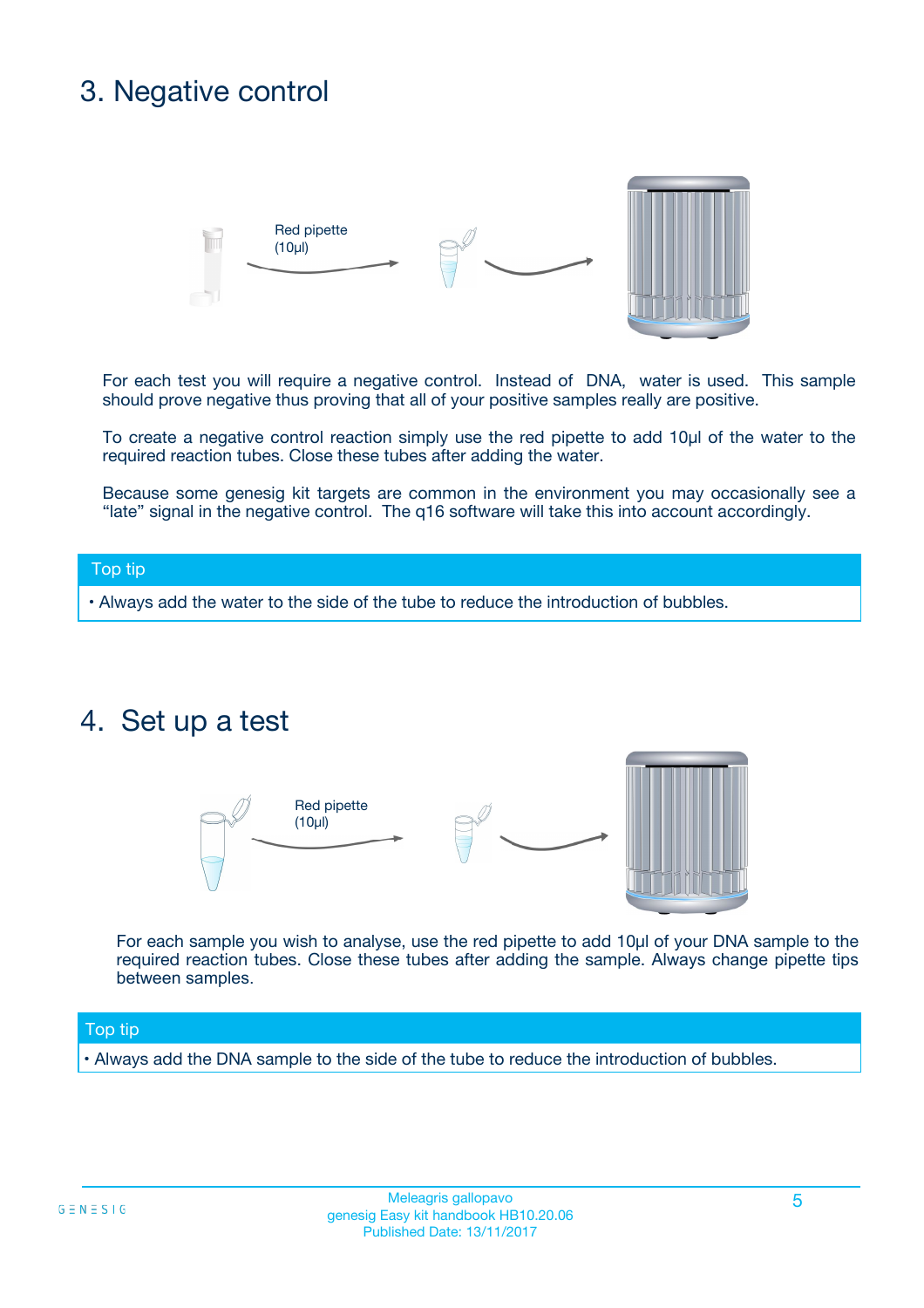## 3. Negative control

Red pipette (10µl)

For each test you will require a negative control. Instead of DNA, water is used. This sample should prove negative thus proving that all of your positive samples really are positive.

To create a negative control reaction simply use the red pipette to add 10µl of the water to the required reaction tubes. Close these tubes after adding the water.

Because some genesig kit targets are common in the environment you may occasionally see a "late" signal in the negative control. The q16 software will take this into account accordingly.

**Top tip**

- Always add the water to the side of the tube to reduce the introduction of bubbles.

## 4. Set up a test

Red pipette (10µl)

For each sample you wish to analyse, use the red pipette to add 10µl of your DNA sample to the required reaction tubes. Close these tubes after adding the sample. Always change pipette tips between samples.

**Top tip**

- Always add the DNA sample to the side of the tube to reduce the introduction of bubbles.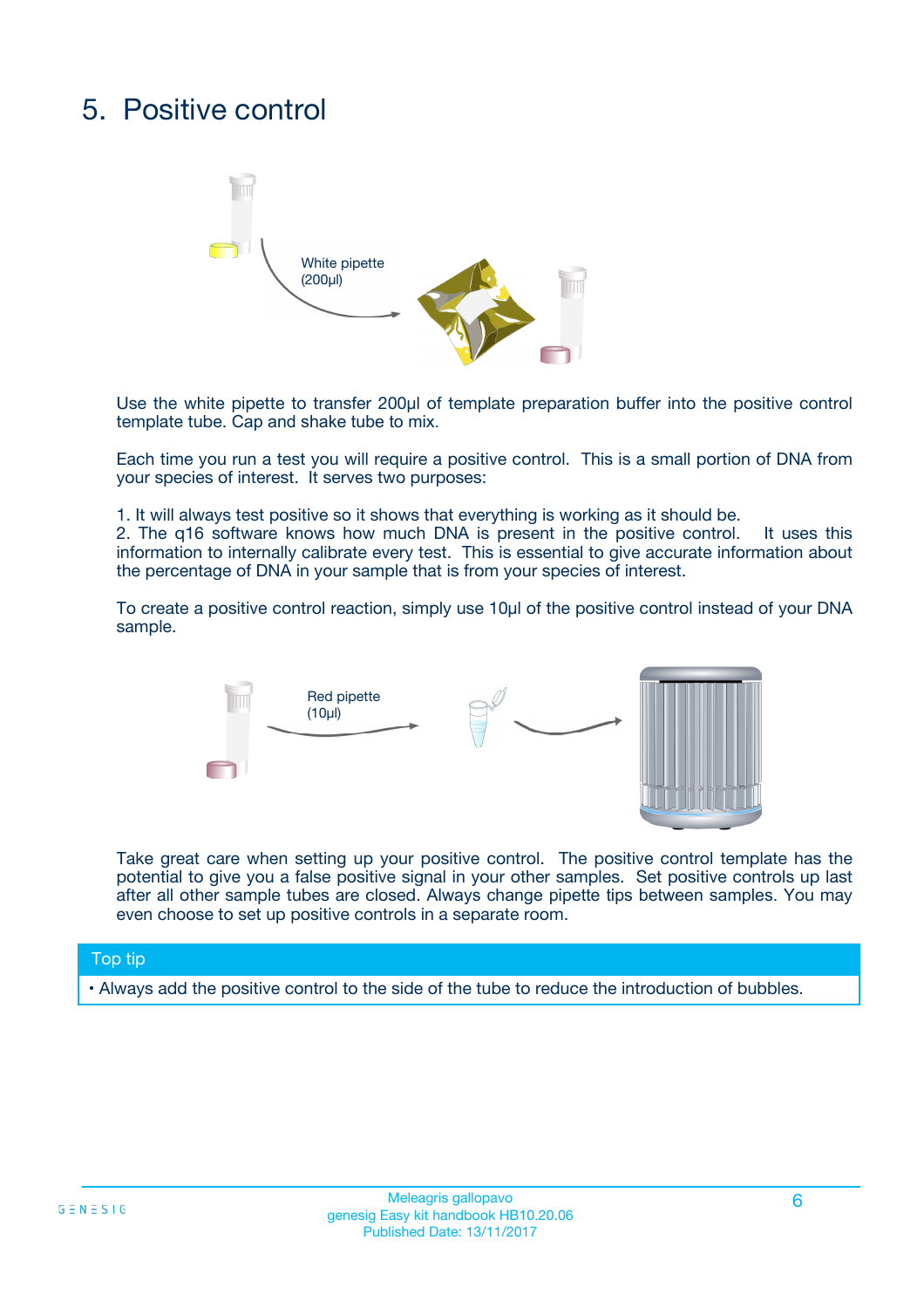# 5. Positive control

White pipette (200µl)

Use the white pipette to transfer 200µl of template preparation buffer into the positive control template tube. Cap and shake tube to mix.

Each time you run a test you will require a positive control. This is a small portion of DNA from your species of interest. It serves two purposes:

1. It will always test positive so it shows that everything is working as it should be.
2. The q16 software knows how much DNA is present in the positive control. It uses this information to internally calibrate every test. This is essential to give accurate information about the percentage of DNA in your sample that is from your species of interest.

To create a positive control reaction, simply use 10µl of the positive control instead of your DNA sample.

Red pipette (10µl)

Take great care when setting up your positive control. The positive control template has the potential to give you a false positive signal in your other samples. Set positive controls up last after all other sample tubes are closed. Always change pipette tips between samples. You may even choose to set up positive controls in a separate room.

**Top tip**

- Always add the positive control to the side of the tube to reduce the introduction of bubbles.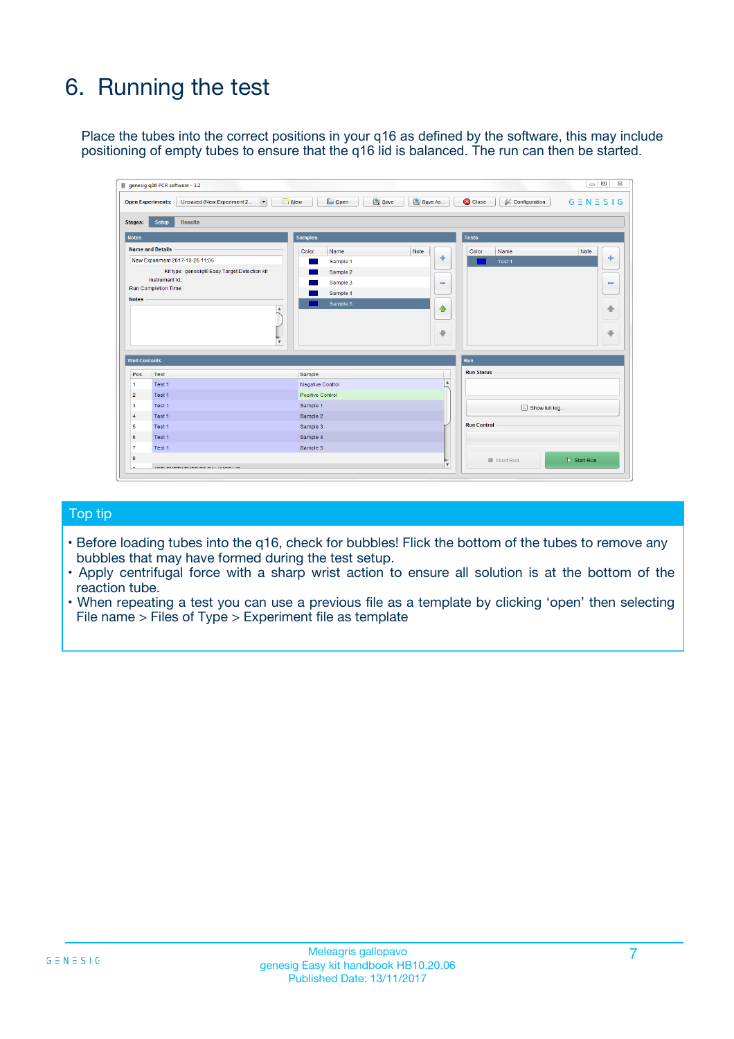# 6. Running the test

Place the tubes into the correct positions in your q16 as defined by the software, this may include positioning of empty tubes to ensure that the q16 lid is balanced. The run can then be started.

## Top tip

- Before loading tubes into the q16, check for bubbles! Flick the bottom of the tubes to remove any bubbles that may have formed during the test setup.
- Apply centrifugal force with a sharp wrist action to ensure all solution is at the bottom of the reaction tube.
- When repeating a test you can use a previous file as a template by clicking 'open' then selecting File name > Files of Type > Experiment file as template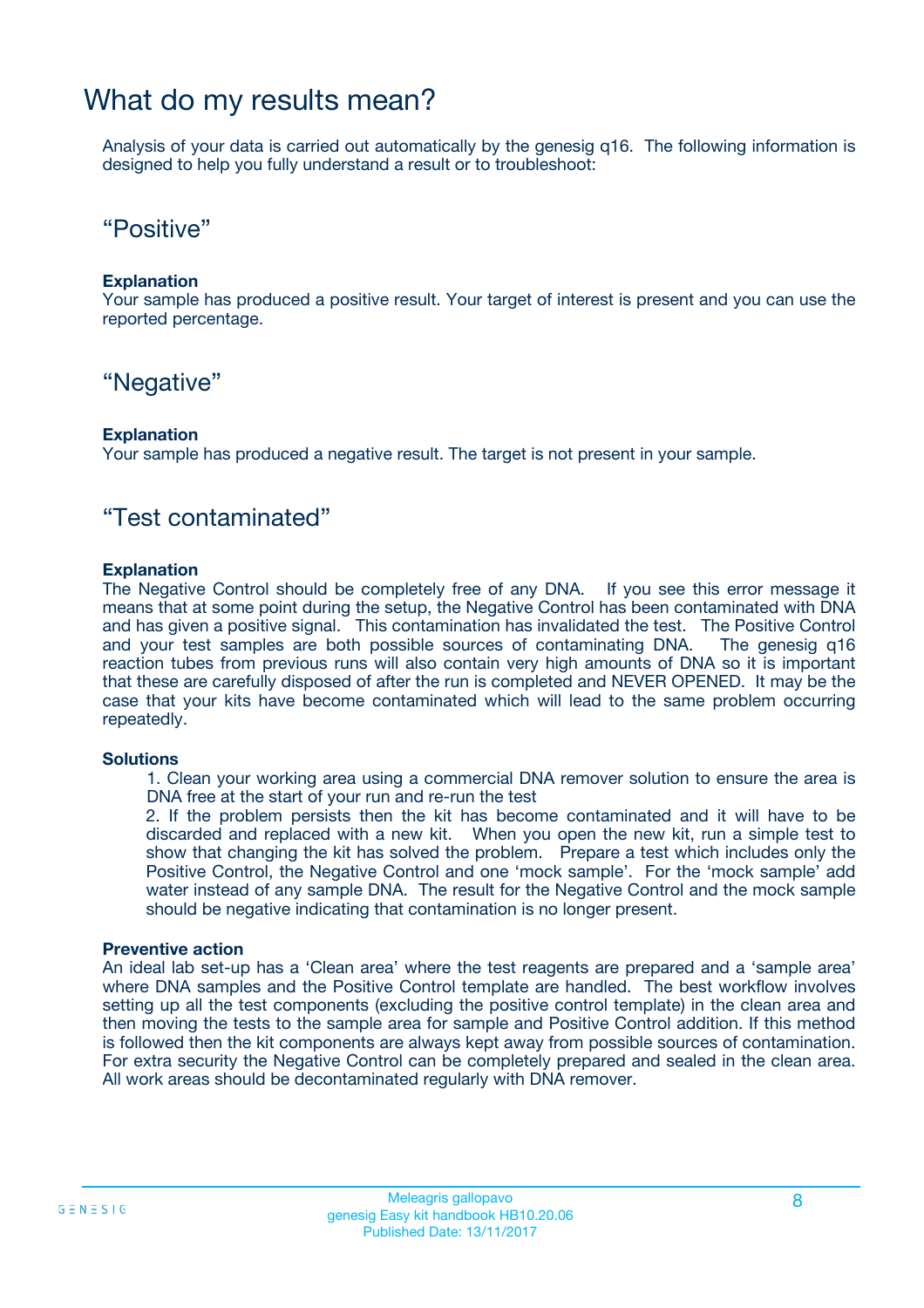# What do my results mean?

Analysis of your data is carried out automatically by the genesig q16. The following information is designed to help you fully understand a result or to troubleshoot:

## “Positive”

**Explanation**
Your sample has produced a positive result. Your target of interest is present and you can use the reported percentage.

## “Negative”

**Explanation**
Your sample has produced a negative result. The target is not present in your sample.

## “Test contaminated”

**Explanation**
The Negative Control should be completely free of any DNA. If you see this error message it means that at some point during the setup, the Negative Control has been contaminated with DNA and has given a positive signal. This contamination has invalidated the test. The Positive Control and your test samples are both possible sources of contaminating DNA. The genesig q16 reaction tubes from previous runs will also contain very high amounts of DNA so it is important that these are carefully disposed of after the run is completed and NEVER OPENED. It may be the case that your kits have become contaminated which will lead to the same problem occurring repeatedly.

**Solutions**

1. Clean your working area using a commercial DNA remover solution to ensure the area is DNA free at the start of your run and re-run the test
2. If the problem persists then the kit has become contaminated and it will have to be discarded and replaced with a new kit. When you open the new kit, run a simple test to show that changing the kit has solved the problem. Prepare a test which includes only the Positive Control, the Negative Control and one ‘mock sample’. For the ‘mock sample’ add water instead of any sample DNA. The result for the Negative Control and the mock sample should be negative indicating that contamination is no longer present.

**Preventive action**
An ideal lab set-up has a ‘Clean area’ where the test reagents are prepared and a ‘sample area’ where DNA samples and the Positive Control template are handled. The best workflow involves setting up all the test components (excluding the positive control template) in the clean area and then moving the tests to the sample area for sample and Positive Control addition. If this method is followed then the kit components are always kept away from possible sources of contamination. For extra security the Negative Control can be completely prepared and sealed in the clean area. All work areas should be decontaminated regularly with DNA remover.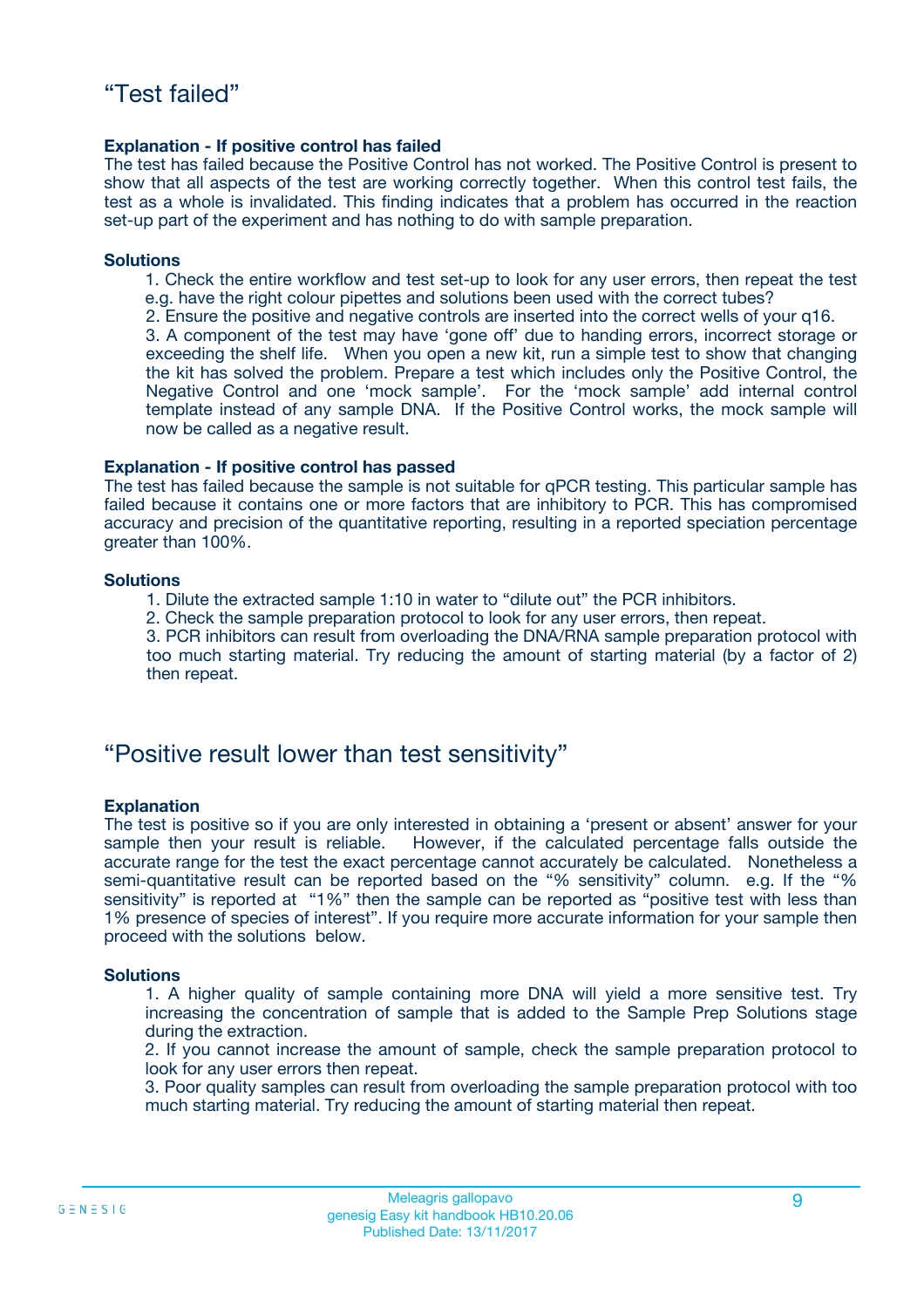## “Test failed”

**Explanation - If positive control has failed**

The test has failed because the Positive Control has not worked. The Positive Control is present to show that all aspects of the test are working correctly together. When this control test fails, the test as a whole is invalidated. This finding indicates that a problem has occurred in the reaction set-up part of the experiment and has nothing to do with sample preparation.

**Solutions**

1. Check the entire workflow and test set-up to look for any user errors, then repeat the test e.g. have the right colour pipettes and solutions been used with the correct tubes?
2. Ensure the positive and negative controls are inserted into the correct wells of your q16.
3. A component of the test may have ‘gone off’ due to handing errors, incorrect storage or exceeding the shelf life. When you open a new kit, run a simple test to show that changing the kit has solved the problem. Prepare a test which includes only the Positive Control, the Negative Control and one ‘mock sample’. For the ‘mock sample’ add internal control template instead of any sample DNA. If the Positive Control works, the mock sample will now be called as a negative result.

**Explanation - If positive control has passed**

The test has failed because the sample is not suitable for qPCR testing. This particular sample has failed because it contains one or more factors that are inhibitory to PCR. This has compromised accuracy and precision of the quantitative reporting, resulting in a reported speciation percentage greater than 100%.

**Solutions**

1. Dilute the extracted sample 1:10 in water to “dilute out” the PCR inhibitors.
2. Check the sample preparation protocol to look for any user errors, then repeat.
3. PCR inhibitors can result from overloading the DNA/RNA sample preparation protocol with too much starting material. Try reducing the amount of starting material (by a factor of 2) then repeat.

## “Positive result lower than test sensitivity”

**Explanation**

The test is positive so if you are only interested in obtaining a ‘present or absent’ answer for your sample then your result is reliable. However, if the calculated percentage falls outside the accurate range for the test the exact percentage cannot accurately be calculated. Nonetheless a semi-quantitative result can be reported based on the “% sensitivity” column. e.g. If the “% sensitivity” is reported at “1%” then the sample can be reported as “positive test with less than 1% presence of species of interest”. If you require more accurate information for your sample then proceed with the solutions below.

**Solutions**

1. A higher quality of sample containing more DNA will yield a more sensitive test. Try increasing the concentration of sample that is added to the Sample Prep Solutions stage during the extraction.
2. If you cannot increase the amount of sample, check the sample preparation protocol to look for any user errors then repeat.
3. Poor quality samples can result from overloading the sample preparation protocol with too much starting material. Try reducing the amount of starting material then repeat.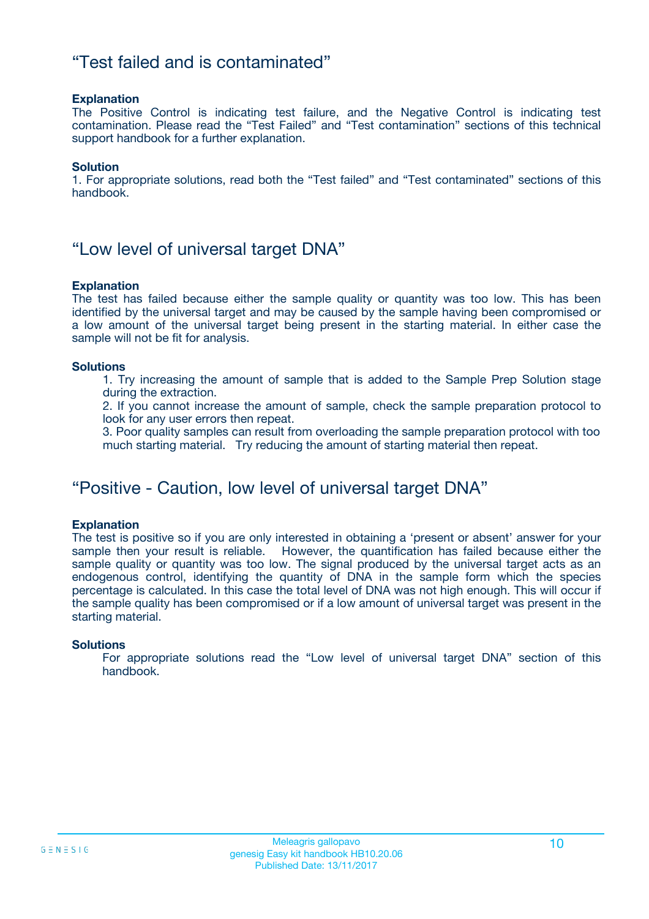## “Test failed and is contaminated”

**Explanation**
The Positive Control is indicating test failure, and the Negative Control is indicating test contamination. Please read the “Test Failed” and “Test contamination” sections of this technical support handbook for a further explanation.

**Solution**
1. For appropriate solutions, read both the “Test failed” and “Test contaminated” sections of this handbook.

## “Low level of universal target DNA”

**Explanation**
The test has failed because either the sample quality or quantity was too low. This has been identified by the universal target and may be caused by the sample having been compromised or a low amount of the universal target being present in the starting material. In either case the sample will not be fit for analysis.

**Solutions**

1. Try increasing the amount of sample that is added to the Sample Prep Solution stage during the extraction.
2. If you cannot increase the amount of sample, check the sample preparation protocol to look for any user errors then repeat.
3. Poor quality samples can result from overloading the sample preparation protocol with too much starting material. Try reducing the amount of starting material then repeat.

## “Positive - Caution, low level of universal target DNA”

**Explanation**
The test is positive so if you are only interested in obtaining a ‘present or absent’ answer for your sample then your result is reliable. However, the quantification has failed because either the sample quality or quantity was too low. The signal produced by the universal target acts as an endogenous control, identifying the quantity of DNA in the sample form which the species percentage is calculated. In this case the total level of DNA was not high enough. This will occur if the sample quality has been compromised or if a low amount of universal target was present in the starting material.

**Solutions**
For appropriate solutions read the “Low level of universal target DNA” section of this handbook.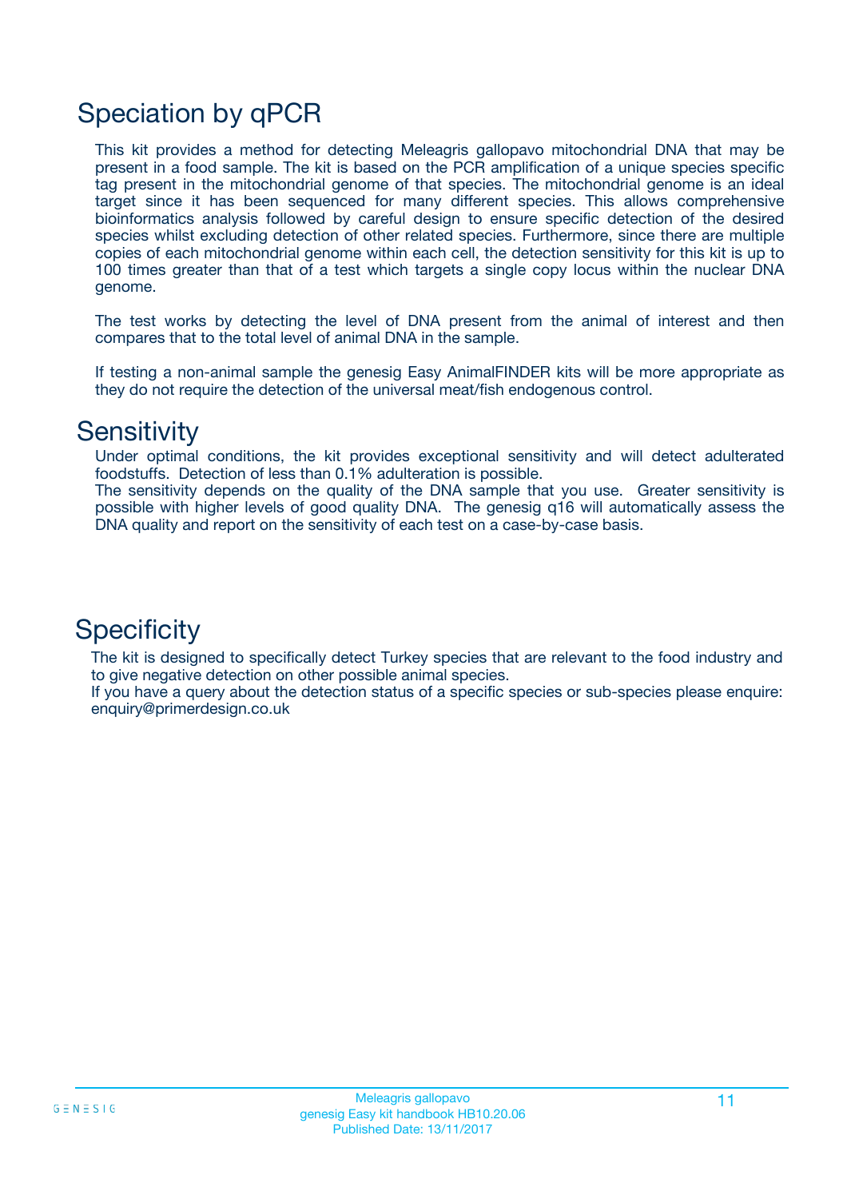# Speciation by qPCR

This kit provides a method for detecting Meleagris gallopavo mitochondrial DNA that may be present in a food sample. The kit is based on the PCR amplification of a unique species specific tag present in the mitochondrial genome of that species. The mitochondrial genome is an ideal target since it has been sequenced for many different species. This allows comprehensive bioinformatics analysis followed by careful design to ensure specific detection of the desired species whilst excluding detection of other related species. Furthermore, since there are multiple copies of each mitochondrial genome within each cell, the detection sensitivity for this kit is up to 100 times greater than that of a test which targets a single copy locus within the nuclear DNA genome.

The test works by detecting the level of DNA present from the animal of interest and then compares that to the total level of animal DNA in the sample.

If testing a non-animal sample the genesig Easy AnimalFINDER kits will be more appropriate as they do not require the detection of the universal meat/fish endogenous control.

# Sensitivity

Under optimal conditions, the kit provides exceptional sensitivity and will detect adulterated foodstuffs. Detection of less than 0.1% adulteration is possible.
The sensitivity depends on the quality of the DNA sample that you use. Greater sensitivity is possible with higher levels of good quality DNA. The genesig q16 will automatically assess the DNA quality and report on the sensitivity of each test on a case-by-case basis.

# Specificity

The kit is designed to specifically detect Turkey species that are relevant to the food industry and to give negative detection on other possible animal species.
If you have a query about the detection status of a specific species or sub-species please enquire: enquiry@primerdesign.co.uk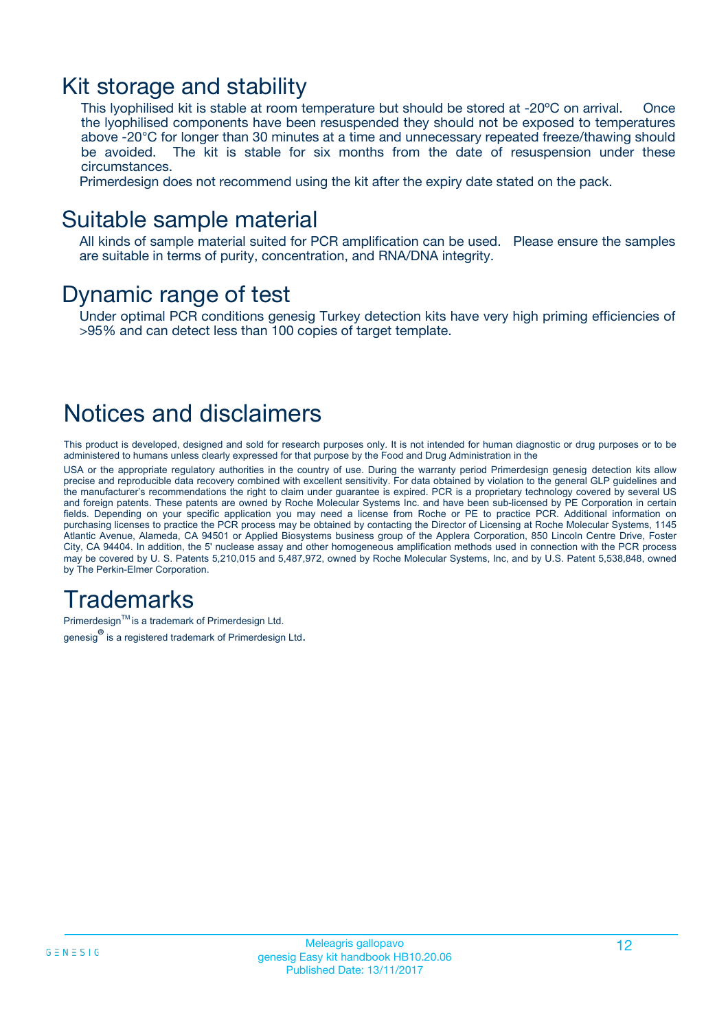## Kit storage and stability

This lyophilised kit is stable at room temperature but should be stored at -20ºC on arrival. Once the lyophilised components have been resuspended they should not be exposed to temperatures above -20°C for longer than 30 minutes at a time and unnecessary repeated freeze/thawing should be avoided. The kit is stable for six months from the date of resuspension under these circumstances.

Primerdesign does not recommend using the kit after the expiry date stated on the pack.

## Suitable sample material

All kinds of sample material suited for PCR amplification can be used. Please ensure the samples are suitable in terms of purity, concentration, and RNA/DNA integrity.

## Dynamic range of test

Under optimal PCR conditions genesig Turkey detection kits have very high priming efficiencies of >95% and can detect less than 100 copies of target template.

# Notices and disclaimers

This product is developed, designed and sold for research purposes only. It is not intended for human diagnostic or drug purposes or to be administered to humans unless clearly expressed for that purpose by the Food and Drug Administration in the

USA or the appropriate regulatory authorities in the country of use. During the warranty period Primerdesign genesig detection kits allow precise and reproducible data recovery combined with excellent sensitivity. For data obtained by violation to the general GLP guidelines and the manufacturer's recommendations the right to claim under guarantee is expired. PCR is a proprietary technology covered by several US and foreign patents. These patents are owned by Roche Molecular Systems Inc. and have been sub-licensed by PE Corporation in certain fields. Depending on your specific application you may need a license from Roche or PE to practice PCR. Additional information on purchasing licenses to practice the PCR process may be obtained by contacting the Director of Licensing at Roche Molecular Systems, 1145 Atlantic Avenue, Alameda, CA 94501 or Applied Biosystems business group of the Applera Corporation, 850 Lincoln Centre Drive, Foster City, CA 94404. In addition, the 5' nuclease assay and other homogeneous amplification methods used in connection with the PCR process may be covered by U. S. Patents 5,210,015 and 5,487,972, owned by Roche Molecular Systems, Inc, and by U.S. Patent 5,538,848, owned by The Perkin-Elmer Corporation.

# Trademarks

Primerdesign™ is a trademark of Primerdesign Ltd.

genesig® is a registered trademark of Primerdesign Ltd.